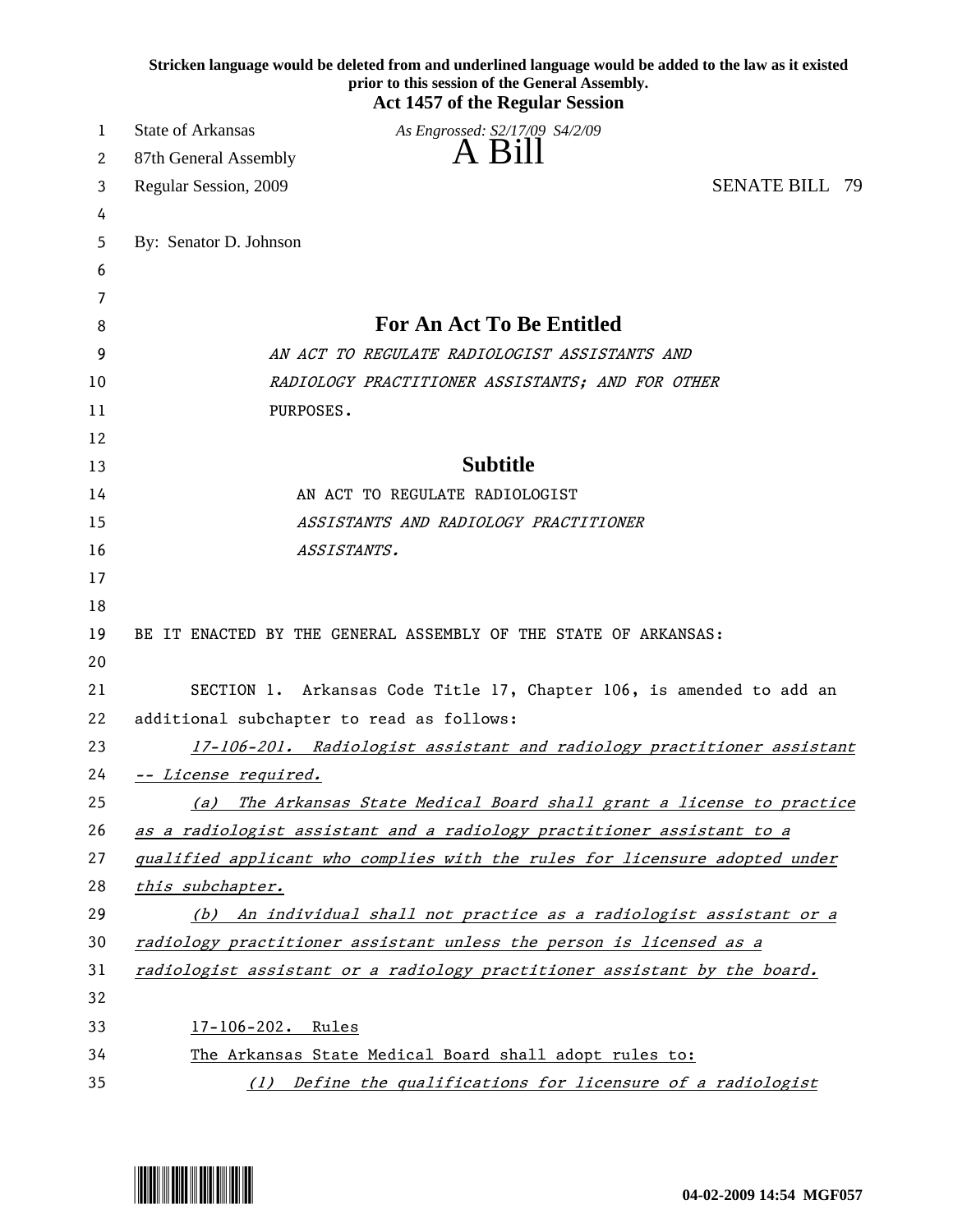**Stricken language would be deleted from and underlined language would be added to the law as it existed prior to this session of the General Assembly.**

**Act 1457 of the Regular Session**

State of Arkansas *As Engrossed: S2/17/09 S4/2/09*

87th General Assembly

# A Bill

Regular Session, 2009 SENATE BILL 79

By: Senator D. Johnson

## For An Act To Be Entitled

*AN ACT TO REGULATE RADIOLOGIST ASSISTANTS AND RADIOLOGY PRACTITIONER ASSISTANTS; AND FOR OTHER PURPOSES.*

## Subtitle

AN ACT TO REGULATE RADIOLOGIST *ASSISTANTS AND RADIOLOGY PRACTITIONER ASSISTANTS.*

BE IT ENACTED BY THE GENERAL ASSEMBLY OF THE STATE OF ARKANSAS:

SECTION 1. Arkansas Code Title 17, Chapter 106, is amended to add an additional subchapter to read as follows:

*17-106-201. Radiologist assistant and radiology practitioner assistant -- License required.*

*(a) The Arkansas State Medical Board shall grant a license to practice as a radiologist assistant and a radiology practitioner assistant to a qualified applicant who complies with the rules for licensure adopted under this subchapter.*

*(b) An individual shall not practice as a radiologist assistant or a radiology practitioner assistant unless the person is licensed as a radiologist assistant or a radiology practitioner assistant by the board.*

17-106-202. Rules

The Arkansas State Medical Board shall adopt rules to:

*(1) Define the qualifications for licensure of a radiologist*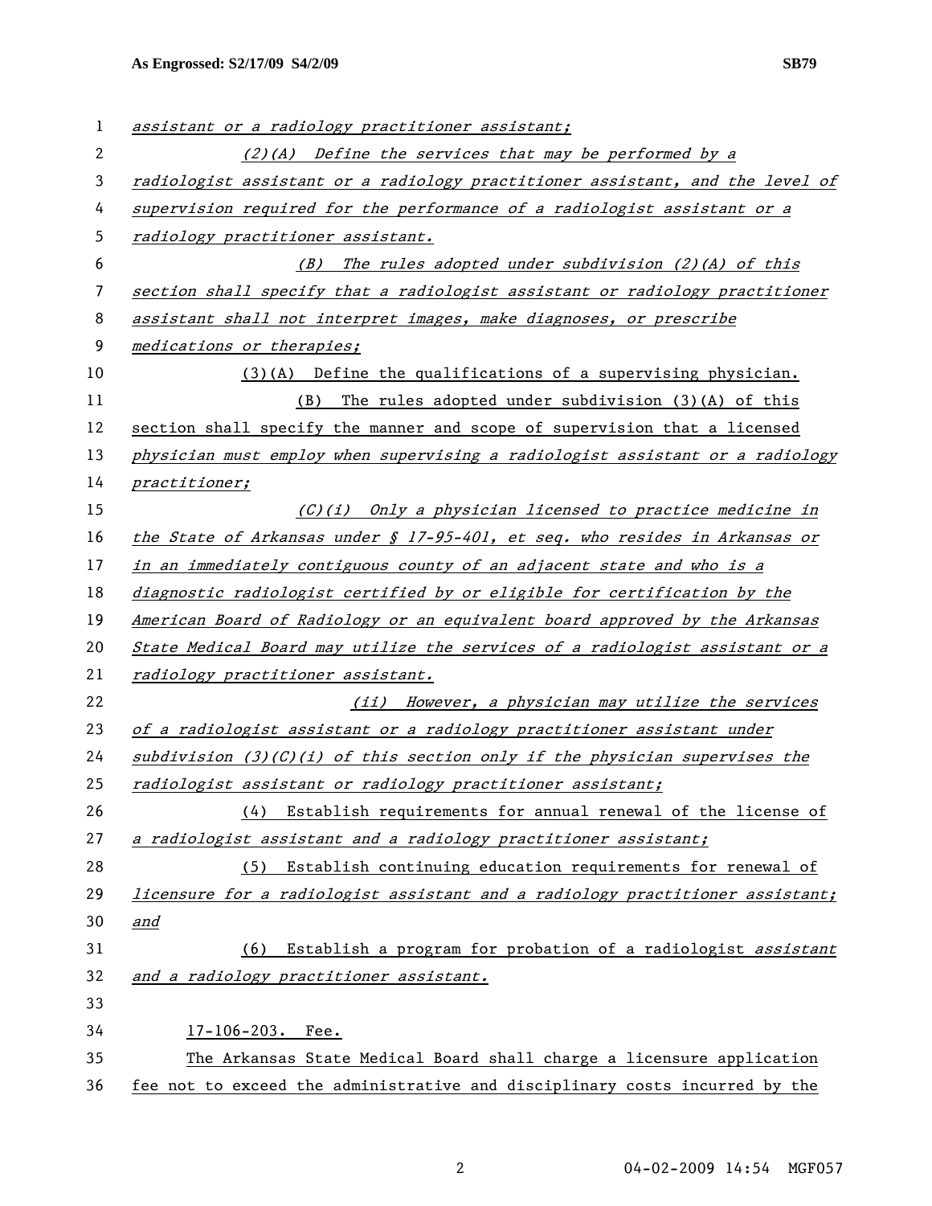*assistant or a radiology practitioner assistant;*

*(2)(A) Define the services that may be performed by a radiologist assistant or a radiology practitioner assistant, and the level of supervision required for the performance of a radiologist assistant or a radiology practitioner assistant.*

*(B) The rules adopted under subdivision (2)(A) of this section shall specify that a radiologist assistant or radiology practitioner assistant shall not interpret images, make diagnoses, or prescribe medications or therapies;*

(3)(A) Define the qualifications of a supervising physician.

(B) The rules adopted under subdivision (3)(A) of this section shall specify the manner and scope of supervision that a licensed *physician must employ when supervising a radiologist assistant or a radiology practitioner;*

*(C)(i) Only a physician licensed to practice medicine in the State of Arkansas under § 17-95-401, et seq. who resides in Arkansas or in an immediately contiguous county of an adjacent state and who is a diagnostic radiologist certified by or eligible for certification by the American Board of Radiology or an equivalent board approved by the Arkansas State Medical Board may utilize the services of a radiologist assistant or a radiology practitioner assistant.*

*(ii) However, a physician may utilize the services of a radiologist assistant or a radiology practitioner assistant under subdivision (3)(C)(i) of this section only if the physician supervises the radiologist assistant or radiology practitioner assistant;*

(4) Establish requirements for annual renewal of the license of *a radiologist assistant and a radiology practitioner assistant;*

(5) Establish continuing education requirements for renewal of *licensure for a radiologist assistant and a radiology practitioner assistant; and*

(6) Establish a program for probation of a radiologist *assistant and a radiology practitioner assistant.*

17-106-203. Fee.

The Arkansas State Medical Board shall charge a licensure application fee not to exceed the administrative and disciplinary costs incurred by the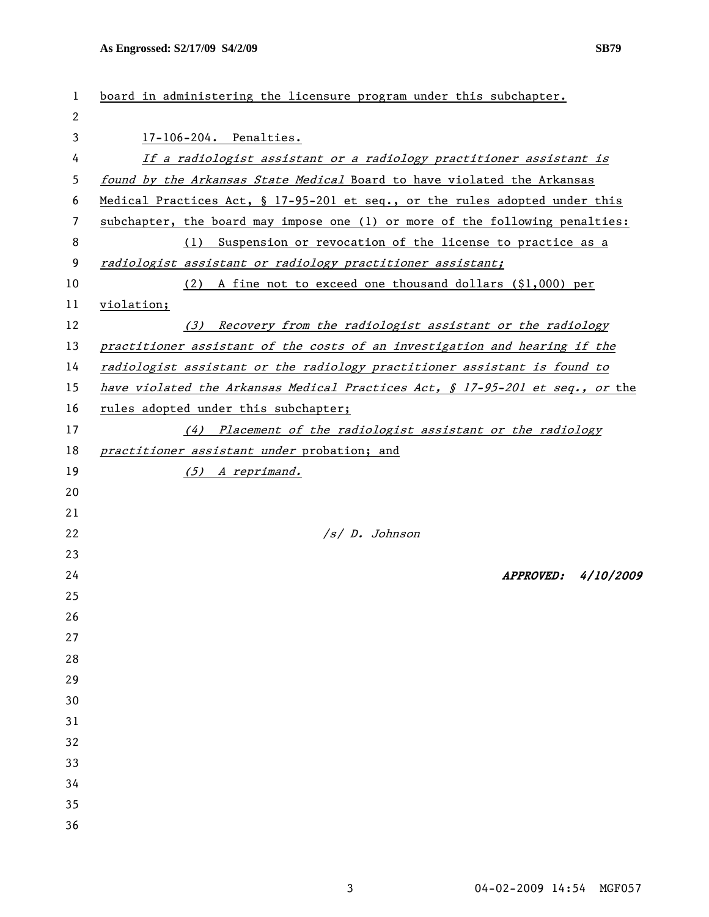board in administering the licensure program under this subchapter.

17-106-204. Penalties.

*If a radiologist assistant or a radiology practitioner assistant is found by the Arkansas State Medical* Board to have violated the Arkansas Medical Practices Act, § 17-95-201 et seq., or the rules adopted under this subchapter, the board may impose one (1) or more of the following penalties:

(1) Suspension or revocation of the license to practice as a *radiologist assistant or radiology practitioner assistant;*

(2) A fine not to exceed one thousand dollars ($1,000) per violation;

*(3) Recovery from the radiologist assistant or the radiology practitioner assistant of the costs of an investigation and hearing if the radiologist assistant or the radiology practitioner assistant is found to have violated the Arkansas Medical Practices Act, § 17-95-201 et seq., or* the rules adopted under this subchapter;

*(4) Placement of the radiologist assistant or the radiology practitioner assistant under* probation; and

*(5) A reprimand.*

*/s/ D. Johnson*

***APPROVED: 4/10/2009***